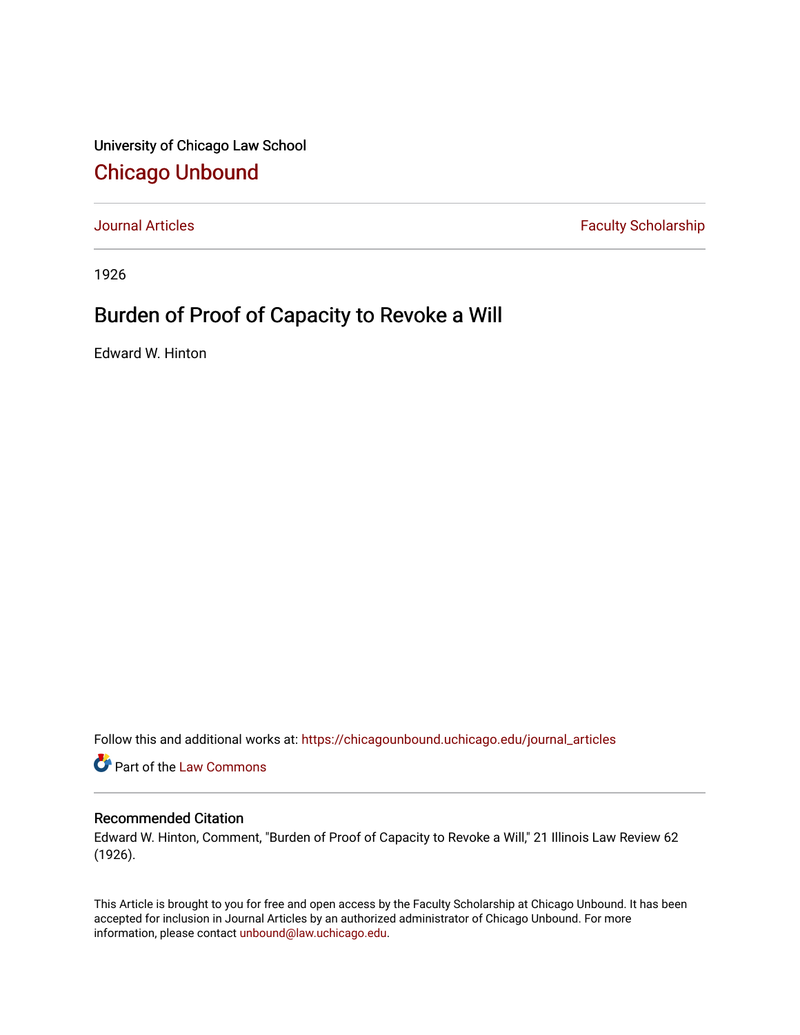University of Chicago Law School

## Chicago Unbound

Journal Articles | Faculty Scholarship

1926

# Burden of Proof of Capacity to Revoke a Will

Edward W. Hinton

Follow this and additional works at: https://chicagounbound.uchicago.edu/journal_articles

Part of the Law Commons

### Recommended Citation

Edward W. Hinton, Comment, "Burden of Proof of Capacity to Revoke a Will," 21 Illinois Law Review 62 (1926).

This Article is brought to you for free and open access by the Faculty Scholarship at Chicago Unbound. It has been accepted for inclusion in Journal Articles by an authorized administrator of Chicago Unbound. For more information, please contact unbound@law.uchicago.edu.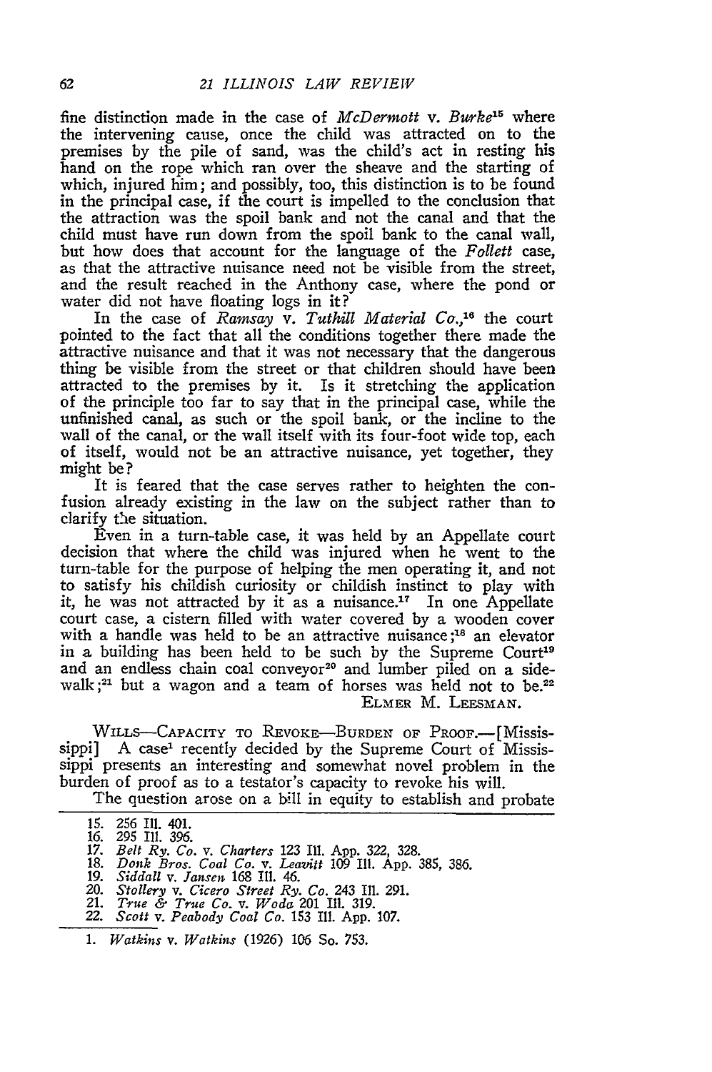fine distinction made in the case of *McDermott* v. *Burke*[15] where the intervening cause, once the child was attracted on to the premises by the pile of sand, was the child's act in resting his hand on the rope which ran over the sheave and the starting of which, injured him; and possibly, too, this distinction is to be found in the principal case, if the court is impelled to the conclusion that the attraction was the spoil bank and not the canal and that the child must have run down from the spoil bank to the canal wall, but how does that account for the language of the *Follett* case, as that the attractive nuisance need not be visible from the street, and the result reached in the Anthony case, where the pond or water did not have floating logs in it?

In the case of *Ramsay* v. *Tuthill Material Co.*,[16] the court pointed to the fact that all the conditions together there made the attractive nuisance and that it was not necessary that the dangerous thing be visible from the street or that children should have been attracted to the premises by it. Is it stretching the application of the principle too far to say that in the principal case, while the unfinished canal, as such or the spoil bank, or the incline to the wall of the canal, or the wall itself with its four-foot wide top, each of itself, would not be an attractive nuisance, yet together, they might be?

It is feared that the case serves rather to heighten the confusion already existing in the law on the subject rather than to clarify the situation.

Even in a turn-table case, it was held by an Appellate court decision that where the child was injured when he went to the turn-table for the purpose of helping the men operating it, and not to satisfy his childish curiosity or childish instinct to play with it, he was not attracted by it as a nuisance.[17] In one Appellate court case, a cistern filled with water covered by a wooden cover with a handle was held to be an attractive nuisance;[18] an elevator in a building has been held to be such by the Supreme Court[19] and an endless chain coal conveyor[20] and lumber piled on a sidewalk;[21] but a wagon and a team of horses was held not to be.[22]

ELMER M. LEESMAN.

WILLS—CAPACITY TO REVOKE—BURDEN OF PROOF.—[Mississippi] A case[1] recently decided by the Supreme Court of Mississippi presents an interesting and somewhat novel problem in the burden of proof as to a testator's capacity to revoke his will.

The question arose on a bill in equity to establish and probate

---

15. 256 Ill. 401.
16. 295 Ill. 396.
17. *Belt Ry. Co.* v. *Charters* 123 Ill. App. 322, 328.
18. *Donk Bros. Coal Co.* v. *Leavitt* 109 Ill. App. 385, 386.
19. *Siddall* v. *Jansen* 168 Ill. 46.
20. *Stollery* v. *Cicero Street Ry. Co.* 243 Ill. 291.
21. *True & True Co.* v. *Woda* 201 Ill. 319.
22. *Scott* v. *Peabody Coal Co.* 153 Ill. App. 107.

---

1. *Watkins* v. *Watkins* (1926) 106 So. 753.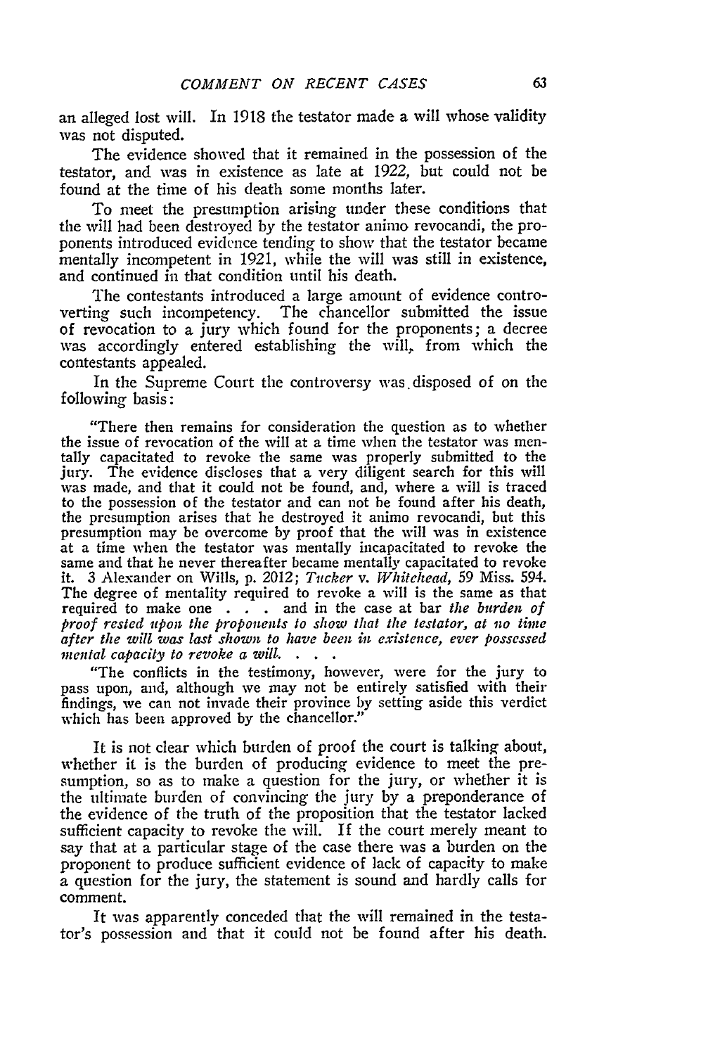an alleged lost will. In 1918 the testator made a will whose validity was not disputed.

The evidence showed that it remained in the possession of the testator, and was in existence as late at 1922, but could not be found at the time of his death some months later.

To meet the presumption arising under these conditions that the will had been destroyed by the testator animo revocandi, the proponents introduced evidence tending to show that the testator became mentally incompetent in 1921, while the will was still in existence, and continued in that condition until his death.

The contestants introduced a large amount of evidence controverting such incompetency. The chancellor submitted the issue of revocation to a jury which found for the proponents; a decree was accordingly entered establishing the will, from which the contestants appealed.

In the Supreme Court the controversy was disposed of on the following basis:

> "There then remains for consideration the question as to whether the issue of revocation of the will at a time when the testator was mentally capacitated to revoke the same was properly submitted to the jury. The evidence discloses that a very diligent search for this will was made, and that it could not be found, and, where a will is traced to the possession of the testator and can not be found after his death, the presumption arises that he destroyed it animo revocandi, but this presumption may be overcome by proof that the will was in existence at a time when the testator was mentally incapacitated to revoke the same and that he never thereafter became mentally capacitated to revoke it. 3 Alexander on Wills, p. 2012; *Tucker* v. *Whitehead*, 59 Miss. 594. The degree of mentality required to revoke a will is the same as that required to make one . . . and in the case at bar *the burden of proof rested upon the proponents to show that the testator, at no time after the will was last shown to have been in existence, ever possessed mental capacity to revoke a will.* . . .
>
> "The conflicts in the testimony, however, were for the jury to pass upon, and, although we may not be entirely satisfied with their findings, we can not invade their province by setting aside this verdict which has been approved by the chancellor."

It is not clear which burden of proof the court is talking about, whether it is the burden of producing evidence to meet the presumption, so as to make a question for the jury, or whether it is the ultimate burden of convincing the jury by a preponderance of the evidence of the truth of the proposition that the testator lacked sufficient capacity to revoke the will. If the court merely meant to say that at a particular stage of the case there was a burden on the proponent to produce sufficient evidence of lack of capacity to make a question for the jury, the statement is sound and hardly calls for comment.

It was apparently conceded that the will remained in the testator's possession and that it could not be found after his death.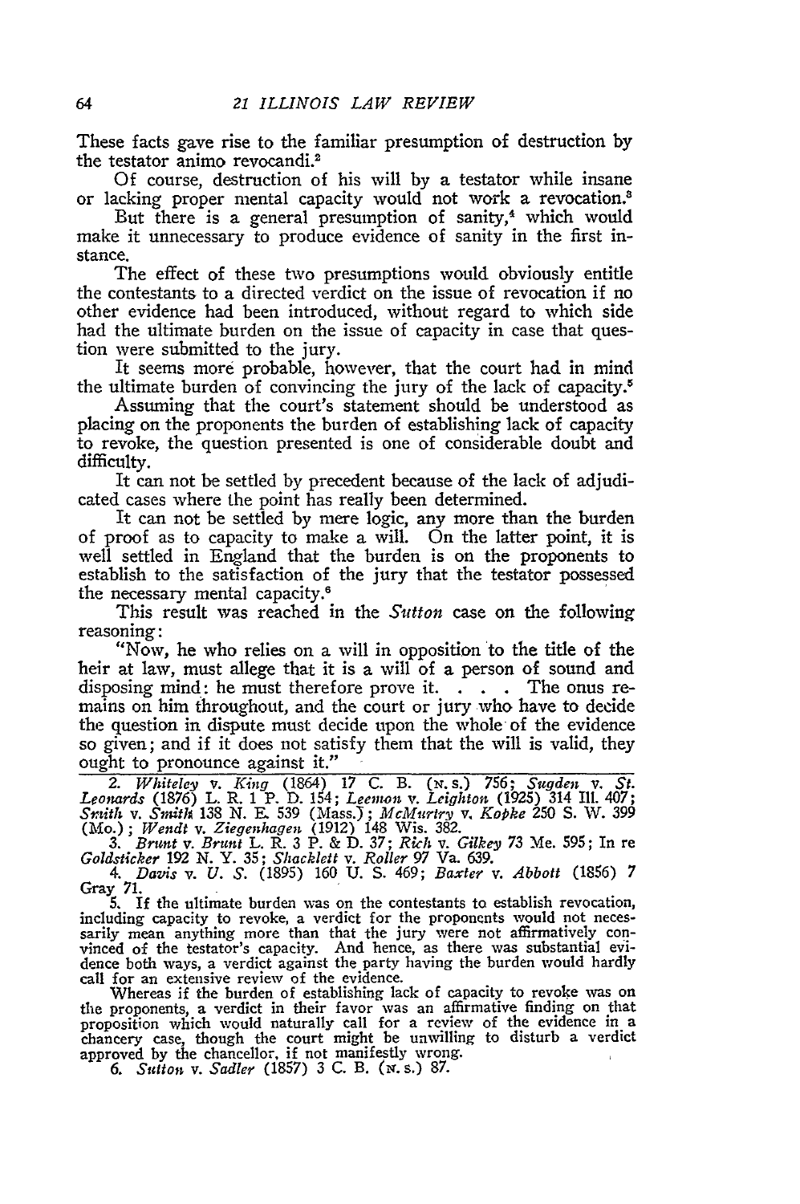These facts gave rise to the familiar presumption of destruction by the testator animo revocandi.[2]

Of course, destruction of his will by a testator while insane or lacking proper mental capacity would not work a revocation.[3]

But there is a general presumption of sanity,[4] which would make it unnecessary to produce evidence of sanity in the first instance.

The effect of these two presumptions would obviously entitle the contestants to a directed verdict on the issue of revocation if no other evidence had been introduced, without regard to which side had the ultimate burden on the issue of capacity in case that question were submitted to the jury.

It seems more probable, however, that the court had in mind the ultimate burden of convincing the jury of the lack of capacity.[5]

Assuming that the court's statement should be understood as placing on the proponents the burden of establishing lack of capacity to revoke, the question presented is one of considerable doubt and difficulty.

It can not be settled by precedent because of the lack of adjudicated cases where the point has really been determined.

It can not be settled by mere logic, any more than the burden of proof as to capacity to make a will. On the latter point, it is well settled in England that the burden is on the proponents to establish to the satisfaction of the jury that the testator possessed the necessary mental capacity.[6]

This result was reached in the *Sutton* case on the following reasoning:

"Now, he who relies on a will in opposition to the title of the heir at law, must allege that it is a will of a person of sound and disposing mind: he must therefore prove it. . . . The onus remains on him throughout, and the court or jury who have to decide the question in dispute must decide upon the whole of the evidence so given; and if it does not satisfy them that the will is valid, they ought to pronounce against it."

---

2. *Whiteley* v. *King* (1864) 17 C. B. (N. S.) 756; *Sugden* v. *St. Leonards* (1876) L. R. 1 P. D. 154; *Leemon* v. *Leighton* (1925) 314 Ill. 407; *Smith* v. *Smith* 138 N. E. 539 (Mass.); *McMurtry* v. *Kopke* 250 S. W. 399 (Mo.); *Wendt* v. *Ziegenhagen* (1912) 148 Wis. 382.

3. *Brunt* v. *Brunt* L. R. 3 P. & D. 37; *Rich* v. *Gilkey* 73 Me. 595; In re *Goldsticker* 192 N. Y. 35; *Shacklett* v. *Roller* 97 Va. 639.

4. *Davis* v. *U. S.* (1895) 160 U. S. 469; *Baxter* v. *Abbott* (1856) 7 Gray 71.

5. If the ultimate burden was on the contestants to establish revocation, including capacity to revoke, a verdict for the proponents would not necessarily mean anything more than that the jury were not affirmatively convinced of the testator's capacity. And hence, as there was substantial evidence both ways, a verdict against the party having the burden would hardly call for an extensive review of the evidence.

Whereas if the burden of establishing lack of capacity to revoke was on the proponents, a verdict in their favor was an affirmative finding on that proposition which would naturally call for a review of the evidence in a chancery case, though the court might be unwilling to disturb a verdict approved by the chancellor, if not manifestly wrong.

6. *Sutton* v. *Sadler* (1857) 3 C. B. (N. S.) 87.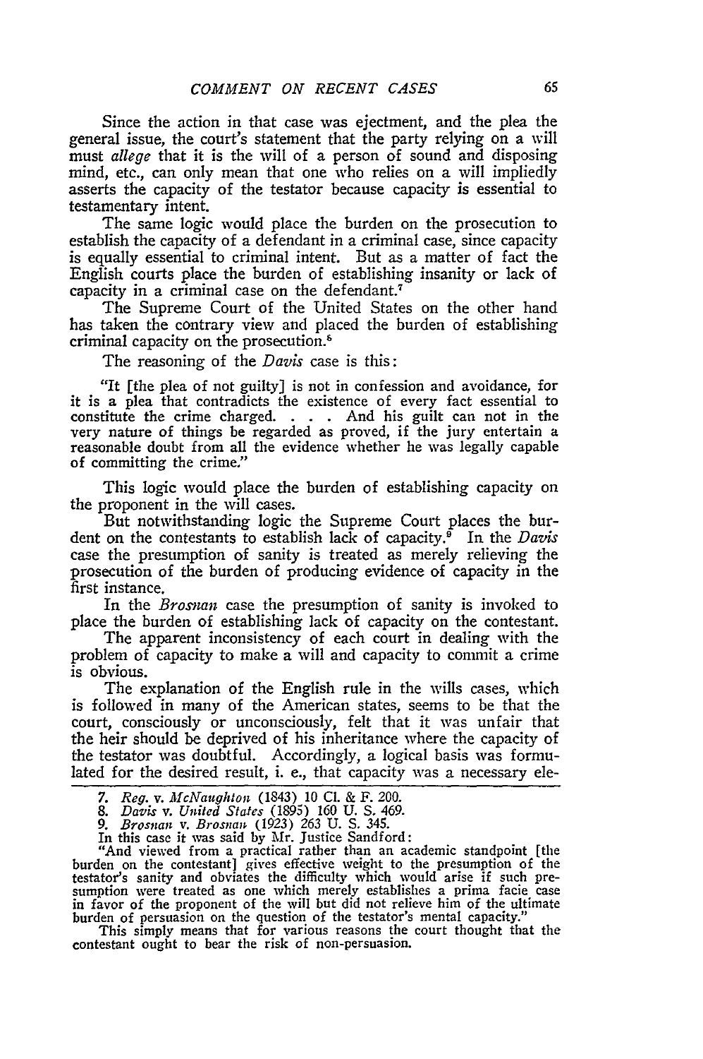Since the action in that case was ejectment, and the plea the general issue, the court's statement that the party relying on a will must *allege* that it is the will of a person of sound and disposing mind, etc., can only mean that one who relies on a will impliedly asserts the capacity of the testator because capacity is essential to testamentary intent.

The same logic would place the burden on the prosecution to establish the capacity of a defendant in a criminal case, since capacity is equally essential to criminal intent. But as a matter of fact the English courts place the burden of establishing insanity or lack of capacity in a criminal case on the defendant.[7]

The Supreme Court of the United States on the other hand has taken the contrary view and placed the burden of establishing criminal capacity on the prosecution.[8]

The reasoning of the *Davis* case is this:

> "It [the plea of not guilty] is not in confession and avoidance, for it is a plea that contradicts the existence of every fact essential to constitute the crime charged. . . . And his guilt can not in the very nature of things be regarded as proved, if the jury entertain a reasonable doubt from all the evidence whether he was legally capable of committing the crime."

This logic would place the burden of establishing capacity on the proponent in the will cases.

But notwithstanding logic the Supreme Court places the burden on the contestants to establish lack of capacity.[9] In the *Davis* case the presumption of sanity is treated as merely relieving the prosecution of the burden of producing evidence of capacity in the first instance.

In the *Brosnan* case the presumption of sanity is invoked to place the burden of establishing lack of capacity on the contestant.

The apparent inconsistency of each court in dealing with the problem of capacity to make a will and capacity to commit a crime is obvious.

The explanation of the English rule in the wills cases, which is followed in many of the American states, seems to be that the court, consciously or unconsciously, felt that it was unfair that the heir should be deprived of his inheritance where the capacity of the testator was doubtful. Accordingly, a logical basis was formulated for the desired result, i. e., that capacity was a necessary ele-

---

7. *Reg.* v. *McNaughton* (1843) 10 Cl. & F. 200.

8. *Davis* v. *United States* (1895) 160 U. S. 469.

9. *Brosnan* v. *Brosnan* (1923) 263 U. S. 345.

In this case it was said by Mr. Justice Sandford:

"And viewed from a practical rather than an academic standpoint [the burden on the contestant] gives effective weight to the presumption of the testator's sanity and obviates the difficulty which would arise if such presumption were treated as one which merely establishes a prima facie case in favor of the proponent of the will but did not relieve him of the ultimate burden of persuasion on the question of the testator's mental capacity."

This simply means that for various reasons the court thought that the contestant ought to bear the risk of non-persuasion.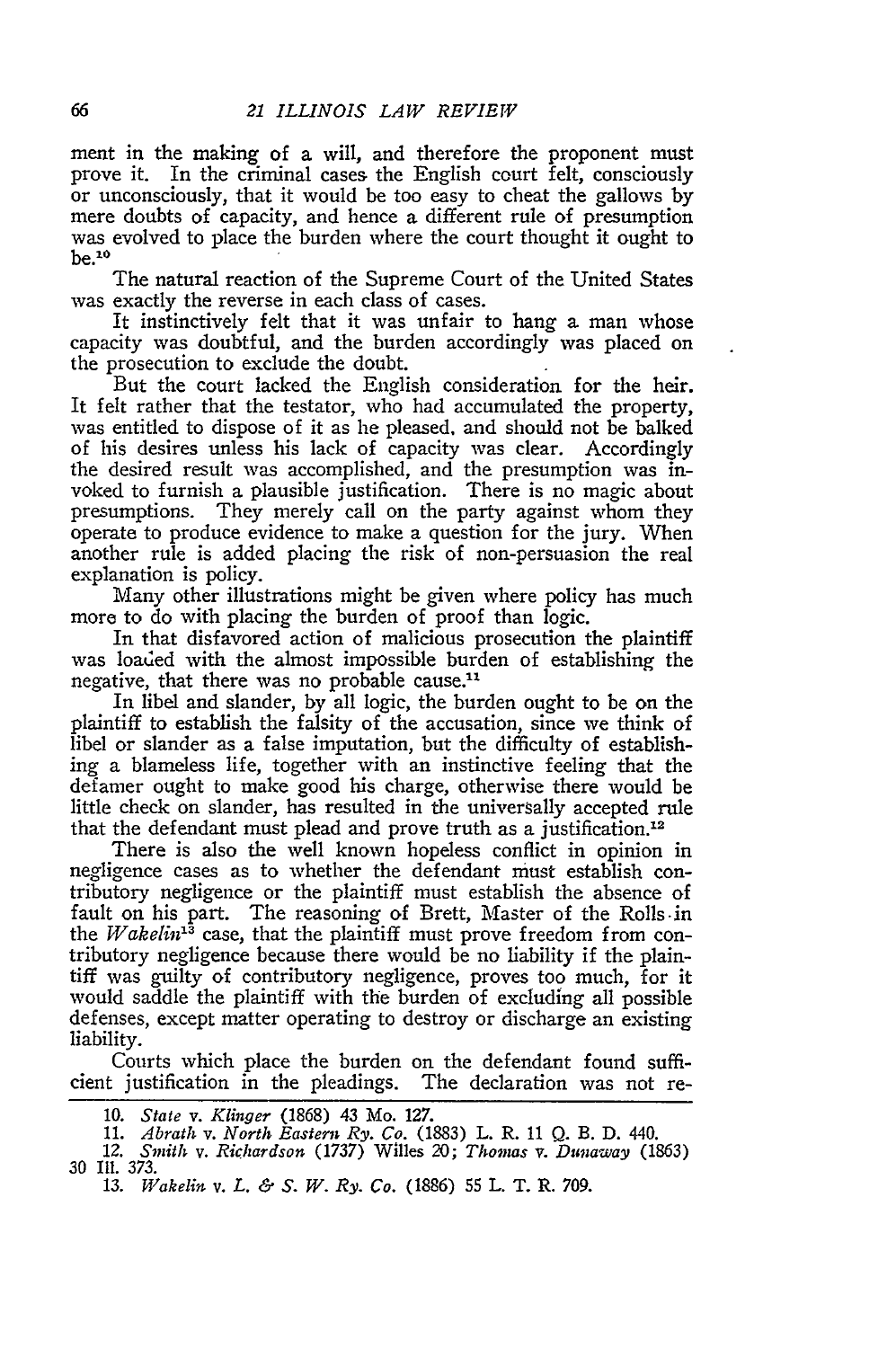ment in the making of a will, and therefore the proponent must prove it. In the criminal cases the English court felt, consciously or unconsciously, that it would be too easy to cheat the gallows by mere doubts of capacity, and hence a different rule of presumption was evolved to place the burden where the court thought it ought to be.[10]

The natural reaction of the Supreme Court of the United States was exactly the reverse in each class of cases.

It instinctively felt that it was unfair to hang a man whose capacity was doubtful, and the burden accordingly was placed on the prosecution to exclude the doubt.

But the court lacked the English consideration for the heir. It felt rather that the testator, who had accumulated the property, was entitled to dispose of it as he pleased, and should not be balked of his desires unless his lack of capacity was clear. Accordingly the desired result was accomplished, and the presumption was invoked to furnish a plausible justification. There is no magic about presumptions. They merely call on the party against whom they operate to produce evidence to make a question for the jury. When another rule is added placing the risk of non-persuasion the real explanation is policy.

Many other illustrations might be given where policy has much more to do with placing the burden of proof than logic.

In that disfavored action of malicious prosecution the plaintiff was loaded with the almost impossible burden of establishing the negative, that there was no probable cause.[11]

In libel and slander, by all logic, the burden ought to be on the plaintiff to establish the falsity of the accusation, since we think of libel or slander as a false imputation, but the difficulty of establishing a blameless life, together with an instinctive feeling that the defamer ought to make good his charge, otherwise there would be little check on slander, has resulted in the universally accepted rule that the defendant must plead and prove truth as a justification.[12]

There is also the well known hopeless conflict in opinion in negligence cases as to whether the defendant must establish contributory negligence or the plaintiff must establish the absence of fault on his part. The reasoning of Brett, Master of the Rolls in the *Wakelin*[13] case, that the plaintiff must prove freedom from contributory negligence because there would be no liability if the plaintiff was guilty of contributory negligence, proves too much, for it would saddle the plaintiff with the burden of excluding all possible defenses, except matter operating to destroy or discharge an existing liability.

Courts which place the burden on the defendant found sufficient justification in the pleadings. The declaration was not re-

---

10. *State v. Klinger* (1868) 43 Mo. 127.

11. *Abrath v. North Eastern Ry. Co.* (1883) L. R. 11 Q. B. D. 440.

12. *Smith v. Richardson* (1737) Willes 20; *Thomas v. Dunaway* (1863) 30 Ill. 373.

13. *Wakelin v. L. & S. W. Ry. Co.* (1886) 55 L. T. R. 709.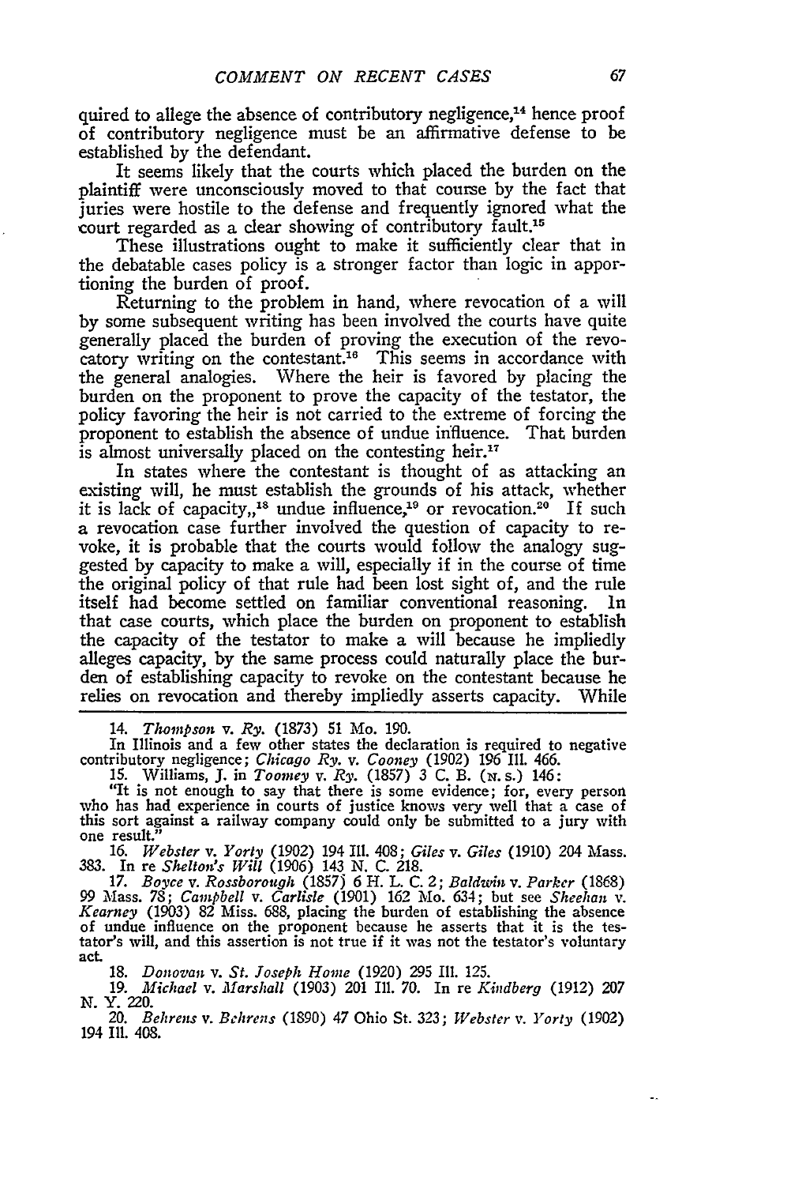quired to allege the absence of contributory negligence,[14] hence proof of contributory negligence must be an affirmative defense to be established by the defendant.

It seems likely that the courts which placed the burden on the plaintiff were unconsciously moved to that course by the fact that juries were hostile to the defense and frequently ignored what the court regarded as a clear showing of contributory fault.[15]

These illustrations ought to make it sufficiently clear that in the debatable cases policy is a stronger factor than logic in apportioning the burden of proof.

Returning to the problem in hand, where revocation of a will by some subsequent writing has been involved the courts have quite generally placed the burden of proving the execution of the revocatory writing on the contestant.[16] This seems in accordance with the general analogies. Where the heir is favored by placing the burden on the proponent to prove the capacity of the testator, the policy favoring the heir is not carried to the extreme of forcing the proponent to establish the absence of undue influence. That burden is almost universally placed on the contesting heir.[17]

In states where the contestant is thought of as attacking an existing will, he must establish the grounds of his attack, whether it is lack of capacity,,[18] undue influence,[19] or revocation.[20] If such a revocation case further involved the question of capacity to revoke, it is probable that the courts would follow the analogy suggested by capacity to make a will, especially if in the course of time the original policy of that rule had been lost sight of, and the rule itself had become settled on familiar conventional reasoning. In that case courts, which place the burden on proponent to establish the capacity of the testator to make a will because he impliedly alleges capacity, by the same process could naturally place the burden of establishing capacity to revoke on the contestant because he relies on revocation and thereby impliedly asserts capacity. While

---

14. *Thompson* v. *Ry.* (1873) 51 Mo. 190.

In Illinois and a few other states the declaration is required to negative contributory negligence; *Chicago Ry.* v. *Cooney* (1902) 196 Ill. 466.

15. Williams, J. in *Toomey* v. *Ry.* (1857) 3 C. B. (N. S.) 146:

"It is not enough to say that there is some evidence; for, every person who has had experience in courts of justice knows very well that a case of this sort against a railway company could only be submitted to a jury with one result."

16. *Webster* v. *Yorty* (1902) 194 Ill. 408; *Giles* v. *Giles* (1910) 204 Mass. 383. In re *Shelton's Will* (1906) 143 N. C. 218.

17. *Boyce* v. *Rossborough* (1857) 6 H. L. C. 2; *Baldwin* v. *Parker* (1868) 99 Mass. 78; *Campbell* v. *Carlisle* (1901) 162 Mo. 634; but see *Sheehan* v. *Kearney* (1903) 82 Miss. 688, placing the burden of establishing the absence of undue influence on the proponent because he asserts that it is the testator's will, and this assertion is not true if it was not the testator's voluntary act.

18. *Donovan* v. *St. Joseph Home* (1920) 295 Ill. 125.

19. *Michael* v. *Marshall* (1903) 201 Ill. 70. In re *Kindberg* (1912) 207 N. Y. 220.

20. *Behrens* v. *Behrens* (1890) 47 Ohio St. 323; *Webster* v. *Yorty* (1902) 194 Ill. 408.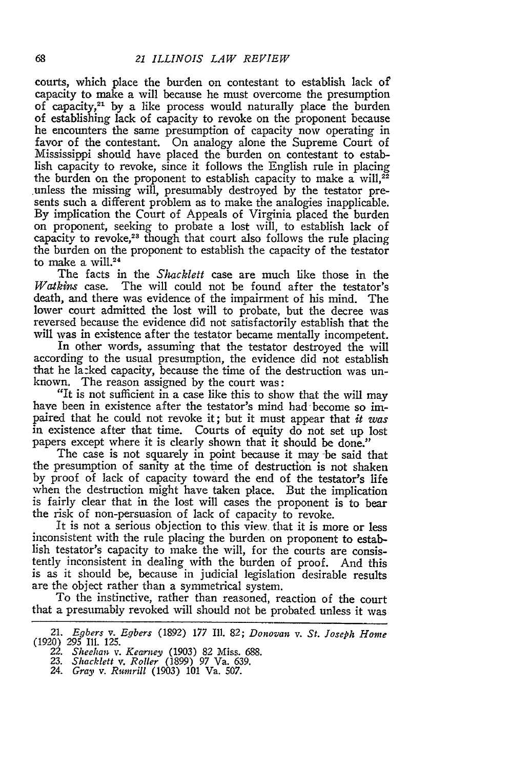courts, which place the burden on contestant to establish lack of capacity to make a will because he must overcome the presumption of capacity,[21] by a like process would naturally place the burden of establishing lack of capacity to revoke on the proponent because he encounters the same presumption of capacity now operating in favor of the contestant. On analogy alone the Supreme Court of Mississippi should have placed the burden on contestant to establish capacity to revoke, since it follows the English rule in placing the burden on the proponent to establish capacity to make a will,[22] unless the missing will, presumably destroyed by the testator presents such a different problem as to make the analogies inapplicable. By implication the Court of Appeals of Virginia placed the burden on proponent, seeking to probate a lost will, to establish lack of capacity to revoke,[23] though that court also follows the rule placing the burden on the proponent to establish the capacity of the testator to make a will.[24]

The facts in the *Shacklett* case are much like those in the *Watkins* case. The will could not be found after the testator's death, and there was evidence of the impairment of his mind. The lower court admitted the lost will to probate, but the decree was reversed because the evidence did not satisfactorily establish that the will was in existence after the testator became mentally incompetent.

In other words, assuming that the testator destroyed the will according to the usual presumption, the evidence did not establish that he lacked capacity, because the time of the destruction was unknown. The reason assigned by the court was:

"It is not sufficient in a case like this to show that the will may have been in existence after the testator's mind had become so impaired that he could not revoke it; but it must appear that *it was* in existence after that time. Courts of equity do not set up lost papers except where it is clearly shown that it should be done."

The case is not squarely in point because it may be said that the presumption of sanity at the time of destruction is not shaken by proof of lack of capacity toward the end of the testator's life when the destruction might have taken place. But the implication is fairly clear that in the lost will cases the proponent is to bear the risk of non-persuasion of lack of capacity to revoke.

It is not a serious objection to this view that it is more or less inconsistent with the rule placing the burden on proponent to establish testator's capacity to make the will, for the courts are consistently inconsistent in dealing with the burden of proof. And this is as it should be, because in judicial legislation desirable results are the object rather than a symmetrical system.

To the instinctive, rather than reasoned, reaction of the court that a presumably revoked will should not be probated unless it was

---

21. *Egbers* v. *Egbers* (1892) 177 Ill. 82; *Donovan* v. *St. Joseph Home* (1920) 295 Ill. 125.
22. *Sheehan* v. *Kearney* (1903) 82 Miss. 688.
23. *Shacklett* v. *Roller* (1899) 97 Va. 639.
24. *Gray* v. *Rumrill* (1903) 101 Va. 507.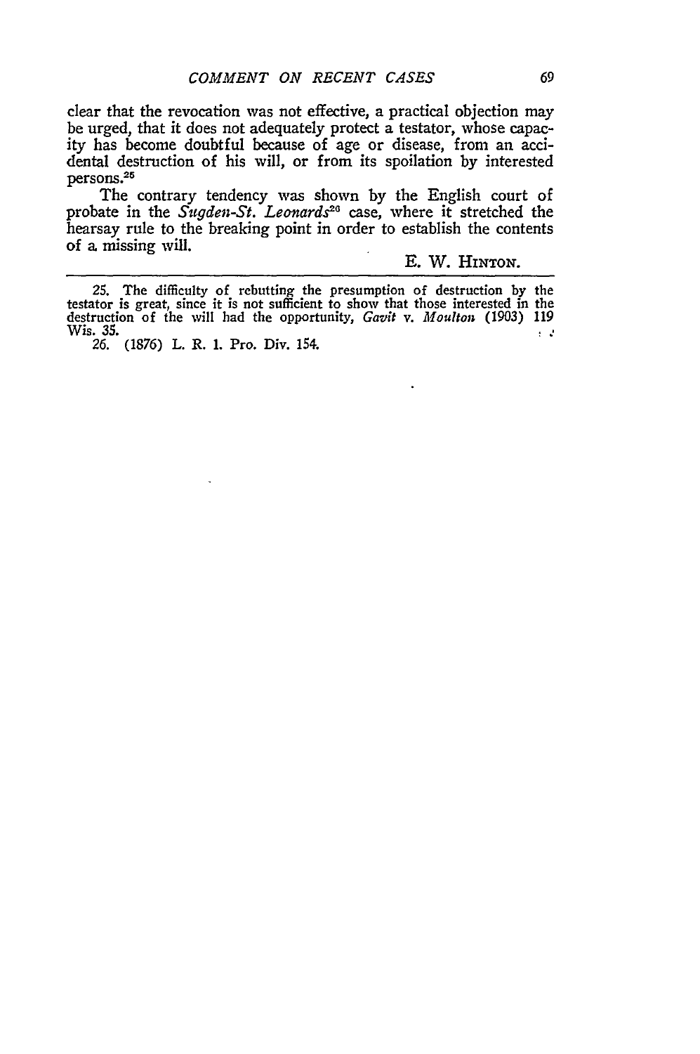clear that the revocation was not effective, a practical objection may be urged, that it does not adequately protect a testator, whose capacity has become doubtful because of age or disease, from an accidental destruction of his will, or from its spoilation by interested persons.[25]

The contrary tendency was shown by the English court of probate in the *Sugden-St. Leonards*[26] case, where it stretched the hearsay rule to the breaking point in order to establish the contents of a missing will.

E. W. Hinton.

---

25. The difficulty of rebutting the presumption of destruction by the testator is great, since it is not sufficient to show that those interested in the destruction of the will had the opportunity, *Gavit* v. *Moulton* (1903) 119 Wis. 35.

26. (1876) L. R. 1. Pro. Div. 154.